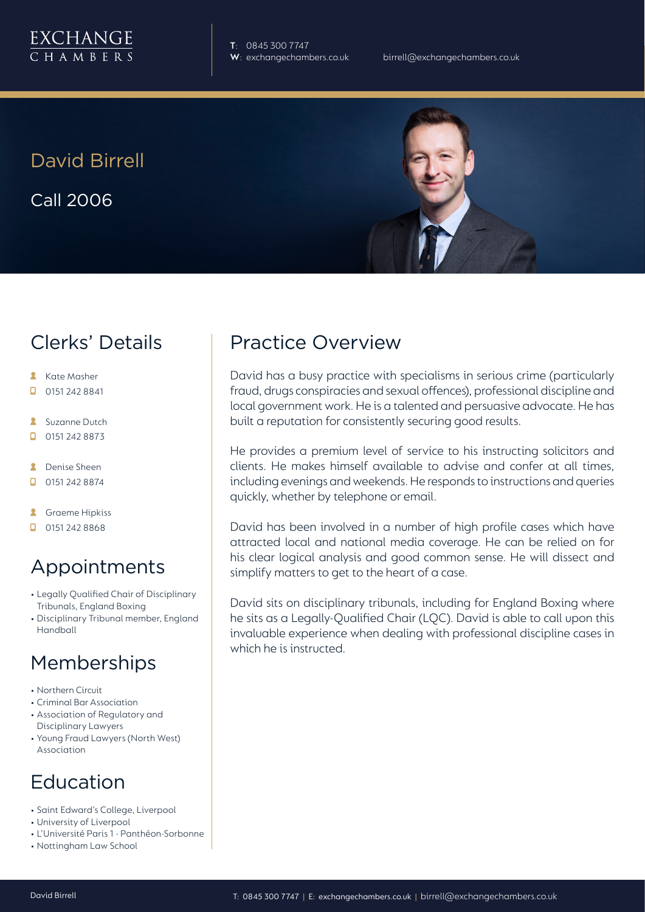EXCHANGE CHAMBERS

**T**: 0845 300 7747
**W**: exchangechambers.co.uk
birrell@exchangechambers.co.uk

# David Birrell

Call 2006

## Clerks' Details

- Kate Masher
- 0151 242 8841
- Suzanne Dutch
- 0151 242 8873
- Denise Sheen
- 0151 242 8874
- Graeme Hipkiss
- 0151 242 8868

## Appointments

- Legally Qualified Chair of Disciplinary Tribunals, England Boxing
- Disciplinary Tribunal member, England Handball

## Memberships

- Northern Circuit
- Criminal Bar Association
- Association of Regulatory and Disciplinary Lawyers
- Young Fraud Lawyers (North West) Association

## Education

- Saint Edward's College, Liverpool
- University of Liverpool
- L'Université Paris 1 - Panthéon-Sorbonne
- Nottingham Law School

## Practice Overview

David has a busy practice with specialisms in serious crime (particularly fraud, drugs conspiracies and sexual offences), professional discipline and local government work. He is a talented and persuasive advocate. He has built a reputation for consistently securing good results.

He provides a premium level of service to his instructing solicitors and clients. He makes himself available to advise and confer at all times, including evenings and weekends. He responds to instructions and queries quickly, whether by telephone or email.

David has been involved in a number of high profile cases which have attracted local and national media coverage. He can be relied on for his clear logical analysis and good common sense. He will dissect and simplify matters to get to the heart of a case.

David sits on disciplinary tribunals, including for England Boxing where he sits as a Legally-Qualified Chair (LQC). David is able to call upon this invaluable experience when dealing with professional discipline cases in which he is instructed.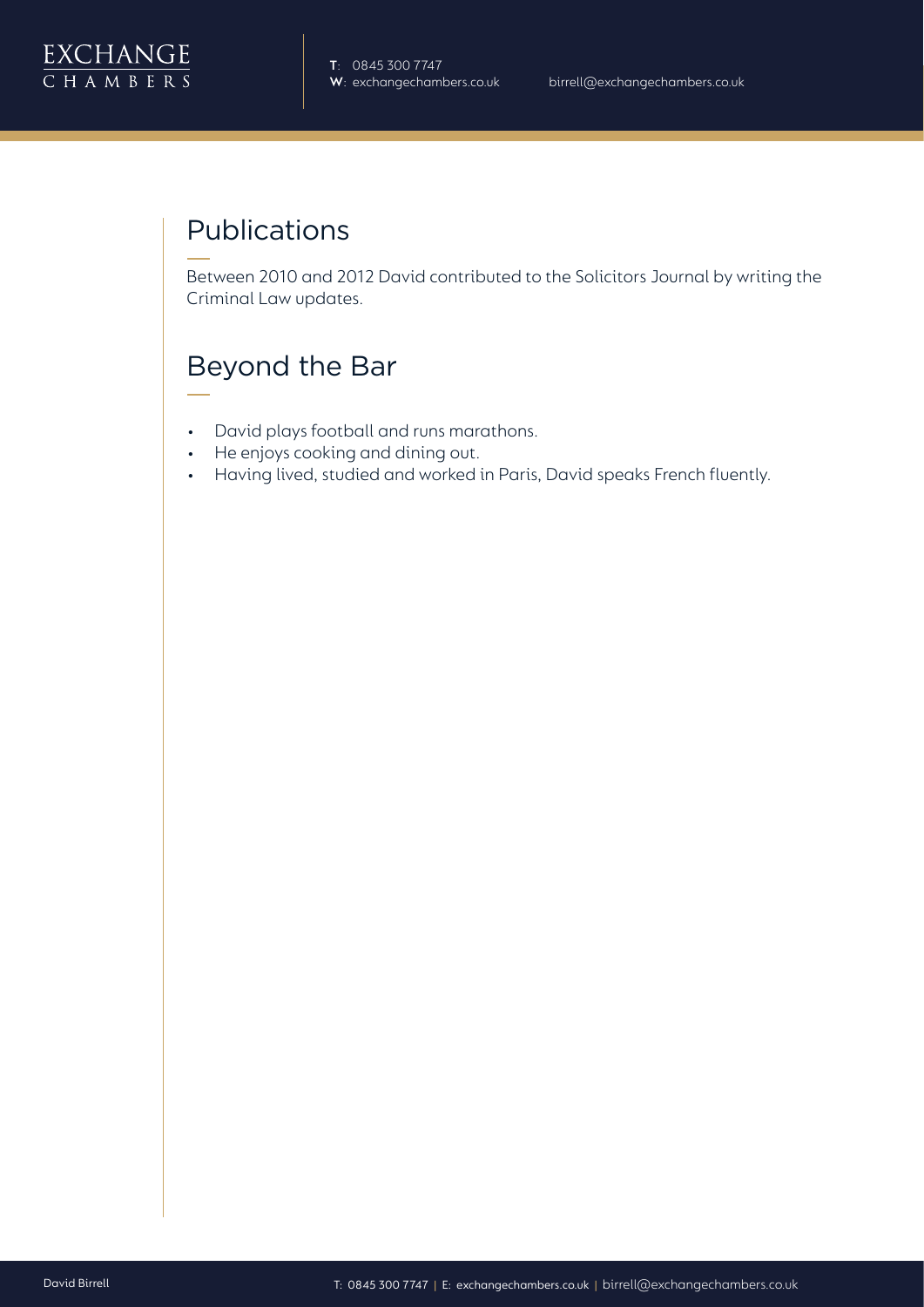## Publications

Between 2010 and 2012 David contributed to the Solicitors Journal by writing the Criminal Law updates.

## Beyond the Bar

- David plays football and runs marathons.
- He enjoys cooking and dining out.
- Having lived, studied and worked in Paris, David speaks French fluently.